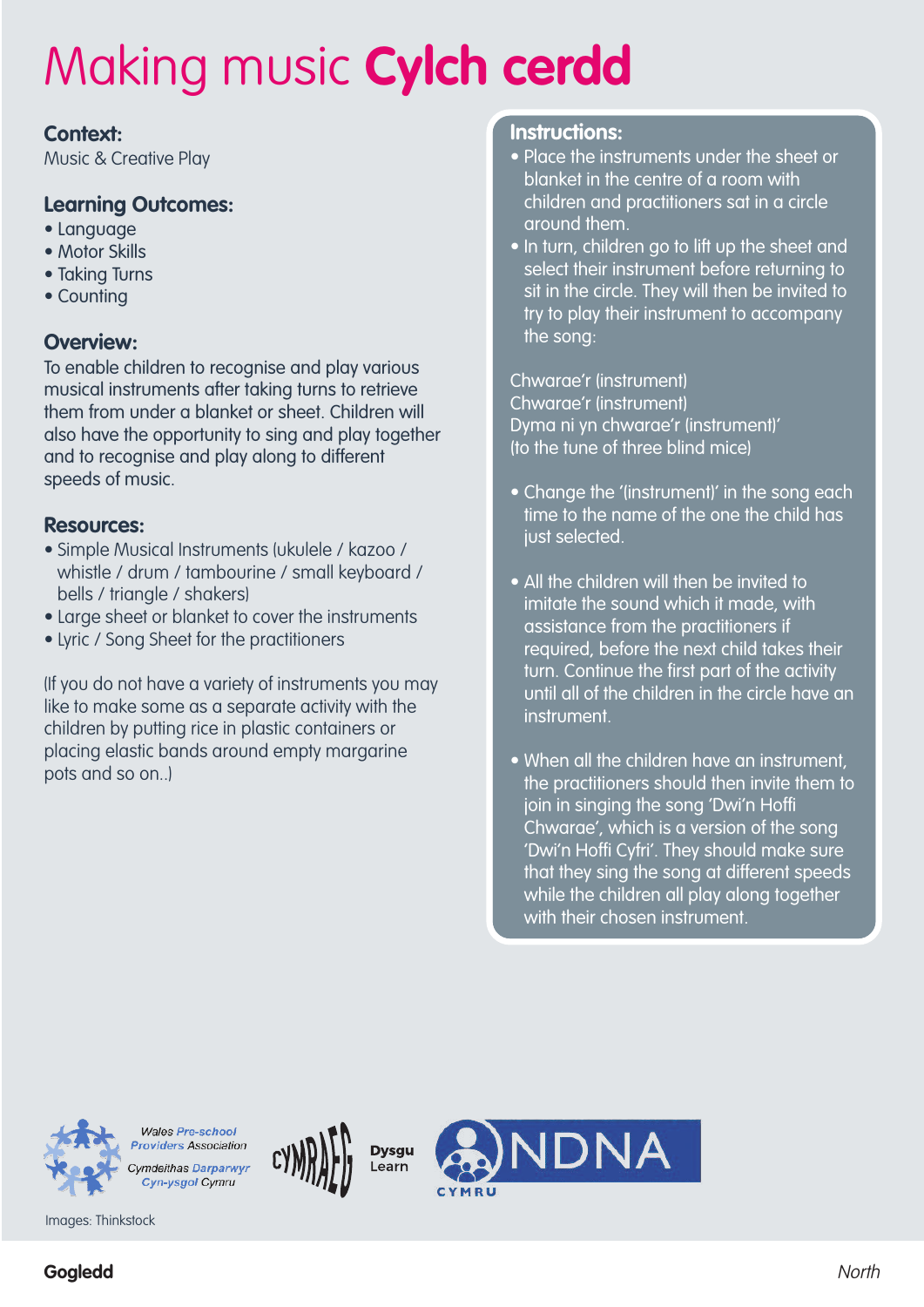# Making music **Cylch cerdd**

### Context:

Music & Creative Play

### Learning Outcomes:

- Language
- Motor Skills
- Taking Turns
- Counting

### Overview:

To enable children to recognise and play various musical instruments after taking turns to retrieve them from under a blanket or sheet. Children will also have the opportunity to sing and play together and to recognise and play along to different speeds of music.

### Resources:

- Simple Musical Instruments (ukulele / kazoo / whistle / drum / tambourine / small keyboard / bells / triangle / shakers)
- Large sheet or blanket to cover the instruments
- Lyric / Song Sheet for the practitioners

(If you do not have a variety of instruments you may like to make some as a separate activity with the children by putting rice in plastic containers or placing elastic bands around empty margarine pots and so on..)

### Instructions:

- Place the instruments under the sheet or blanket in the centre of a room with children and practitioners sat in a circle around them.
- In turn, children go to lift up the sheet and select their instrument before returning to sit in the circle. They will then be invited to try to play their instrument to accompany the song:

Chwarae'r (instrument)
Chwarae'r (instrument)
Dyma ni yn chwarae'r (instrument)'
(to the tune of three blind mice)

- Change the '(instrument)' in the song each time to the name of the one the child has just selected.

- All the children will then be invited to imitate the sound which it made, with assistance from the practitioners if required, before the next child takes their turn. Continue the first part of the activity until all of the children in the circle have an instrument.

- When all the children have an instrument, the practitioners should then invite them to join in singing the song 'Dwi'n Hoffi Chwarae', which is a version of the song 'Dwi'n Hoffi Cyfri'. They should make sure that they sing the song at different speeds while the children all play along together with their chosen instrument.

Wales Pre-school Providers Association
Cymdeithas Darparwyr Cyn-ysgol Cymru

CYMRAEG

Dysgu Learn

NDNA CYMRU

Images: Thinkstock

**Gogledd** *North*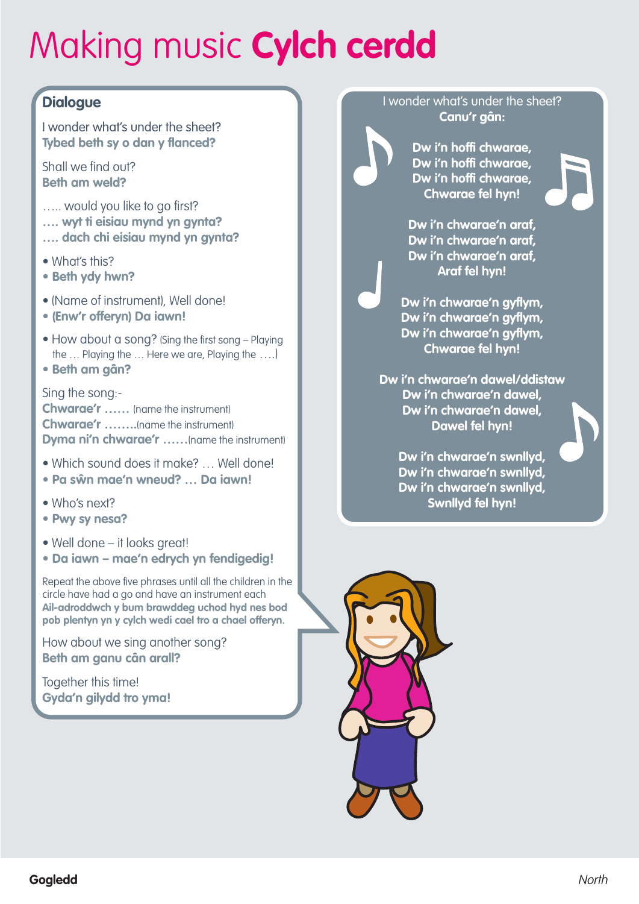# Making music **Cylch cerdd**

## Dialogue

I wonder what's under the sheet?
**Tybed beth sy o dan y flanced?**

Shall we find out?
**Beth am weld?**

….. would you like to go first?
**…. wyt ti eisiau mynd yn gynta?**
**…. dach chi eisiau mynd yn gynta?**

- What's this?
- **Beth ydy hwn?**

- (Name of instrument), Well done!
- **(Enw'r offeryn) Da iawn!**

- How about a song? (Sing the first song – Playing the … Playing the … Here we are, Playing the ….)
- **Beth am gân?**

Sing the song:-
**Chwarae'r ……** (name the instrument)
**Chwarae'r ……..**(name the instrument)
**Dyma ni'n chwarae'r ……**(name the instrument)

- Which sound does it make? … Well done!
- **Pa sŵn mae'n wneud? … Da iawn!**

- Who's next?
- **Pwy sy nesa?**

- Well done – it looks great!
- **Da iawn – mae'n edrych yn fendigedig!**

Repeat the above five phrases until all the children in the circle have had a go and have an instrument each
**Ail-adroddwch y bum brawddeg uchod hyd nes bod pob plentyn yn y cylch wedi cael tro a chael offeryn.**

How about we sing another song?
**Beth am ganu cân arall?**

Together this time!
**Gyda'n gilydd tro yma!**

I wonder what's under the sheet?
**Canu'r gân:**

**Dw i'n hoffi chwarae,**
**Dw i'n hoffi chwarae,**
**Dw i'n hoffi chwarae,**
**Chwarae fel hyn!**

**Dw i'n chwarae'n araf,**
**Dw i'n chwarae'n araf,**
**Dw i'n chwarae'n araf,**
**Araf fel hyn!**

**Dw i'n chwarae'n gyflym,**
**Dw i'n chwarae'n gyflym,**
**Dw i'n chwarae'n gyflym,**
**Chwarae fel hyn!**

**Dw i'n chwarae'n dawel/ddistaw**
**Dw i'n chwarae'n dawel,**
**Dw i'n chwarae'n dawel,**
**Dawel fel hyn!**

**Dw i'n chwarae'n swnllyd,**
**Dw i'n chwarae'n swnllyd,**
**Dw i'n chwarae'n swnllyd,**
**Swnllyd fel hyn!**

**Gogledd** *North*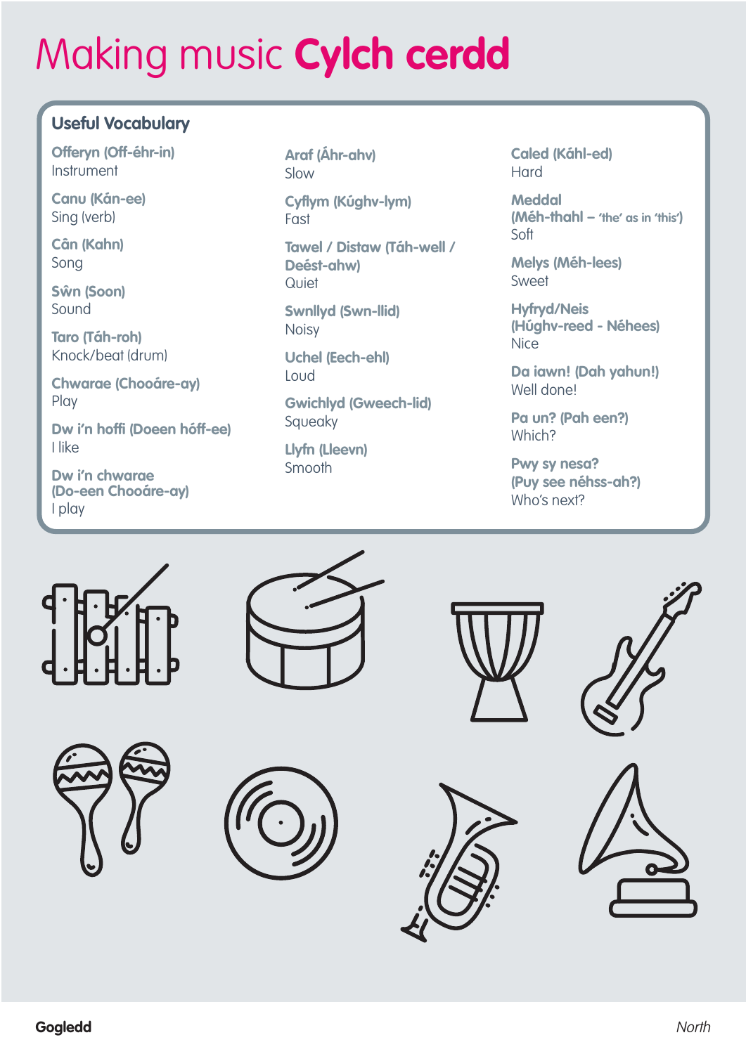# Making music **Cylch cerdd**

## Useful Vocabulary

**Offeryn (Off-éhr-in)**
Instrument

**Canu (Kán-ee)**
Sing (verb)

**Cân (Kahn)**
Song

**Sŵn (Soon)**
Sound

**Taro (Táh-roh)**
Knock/beat (drum)

**Chwarae (Chooáre-ay)**
Play

**Dw i'n hoffi (Doeen hóff-ee)**
I like

**Dw i'n chwarae (Do-een Chooáre-ay)**
I play

**Araf (Áhr-ahv)**
Slow

**Cyflym (Kúghv-lym)**
Fast

**Tawel / Distaw (Táh-well / Deést-ahw)**
Quiet

**Swnllyd (Swn-llid)**
Noisy

**Uchel (Eech-ehl)**
Loud

**Gwichlyd (Gweech-lid)**
Squeaky

**Llyfn (Lleevn)**
Smooth

**Caled (Káhl-ed)**
Hard

**Meddal (Méh-thahl – 'the' as in 'this')**
Soft

**Melys (Méh-lees)**
Sweet

**Hyfryd/Neis (Húghv-reed - Néhees)**
Nice

**Da iawn! (Dah yahun!)**
Well done!

**Pa un? (Pah een?)**
Which?

**Pwy sy nesa? (Puy see néhss-ah?)**
Who's next?

**Gogledd** *North*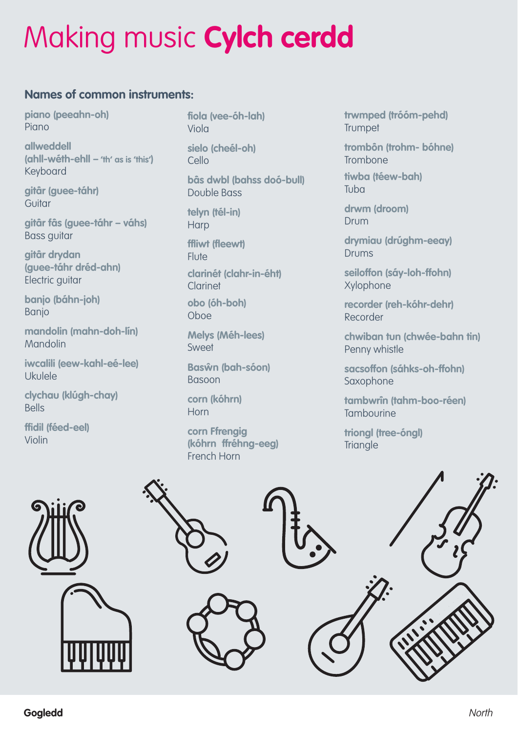# Making music **Cylch cerdd**

## Names of common instruments:

**piano (peeahn-oh)**
Piano

**allweddell (ahll-wéth-ehll – 'th' as is 'this')**
Keyboard

**gitâr (guee-táhr)**
Guitar

**gitâr fâs (guee-táhr – váhs)**
Bass guitar

**gitâr drydan (guee-táhr dréd-ahn)**
Electric guitar

**banjo (báhn-joh)**
Banjo

**mandolin (mahn-doh-lín)**
Mandolin

**iwcalili (eew-kahl-eé-lee)**
Ukulele

**clychau (klúgh-chay)**
Bells

**ffidil (féed-eel)**
Violin

**fiola (vee-óh-lah)**
Viola

**sielo (cheél-oh)**
Cello

**bâs dwbl (bahss doó-bull)**
Double Bass

**telyn (tél-in)**
Harp

**ffliwt (fleewt)**
Flute

**clarinét (clahr-in-éht)**
Clarinet

**obo (óh-boh)**
Oboe

**Melys (Méh-lees)**
Sweet

**Baswn (bah-sóon)**
Basoon

**corn (kóhrn)**
Horn

**corn Ffrengig (kóhrn ffréhng-eeg)**
French Horn

**trwmped (tróóm-pehd)**
Trumpet

**trombôn (trohm- bóhne)**
Trombone

**tiwba (téew-bah)**
Tuba

**drwm (droom)**
Drum

**drymiau (drúghm-eeay)**
Drums

**seiloffon (sáy-loh-ffohn)**
Xylophone

**recorder (reh-kóhr-dehr)**
Recorder

**chwiban tun (chwée-bahn tin)**
Penny whistle

**sacsoffon (sáhks-oh-ffohn)**
Saxophone

**tambwrîn (tahm-boo-réen)**
Tambourine

**triongl (tree-óngl)**
Triangle

**Gogledd** *North*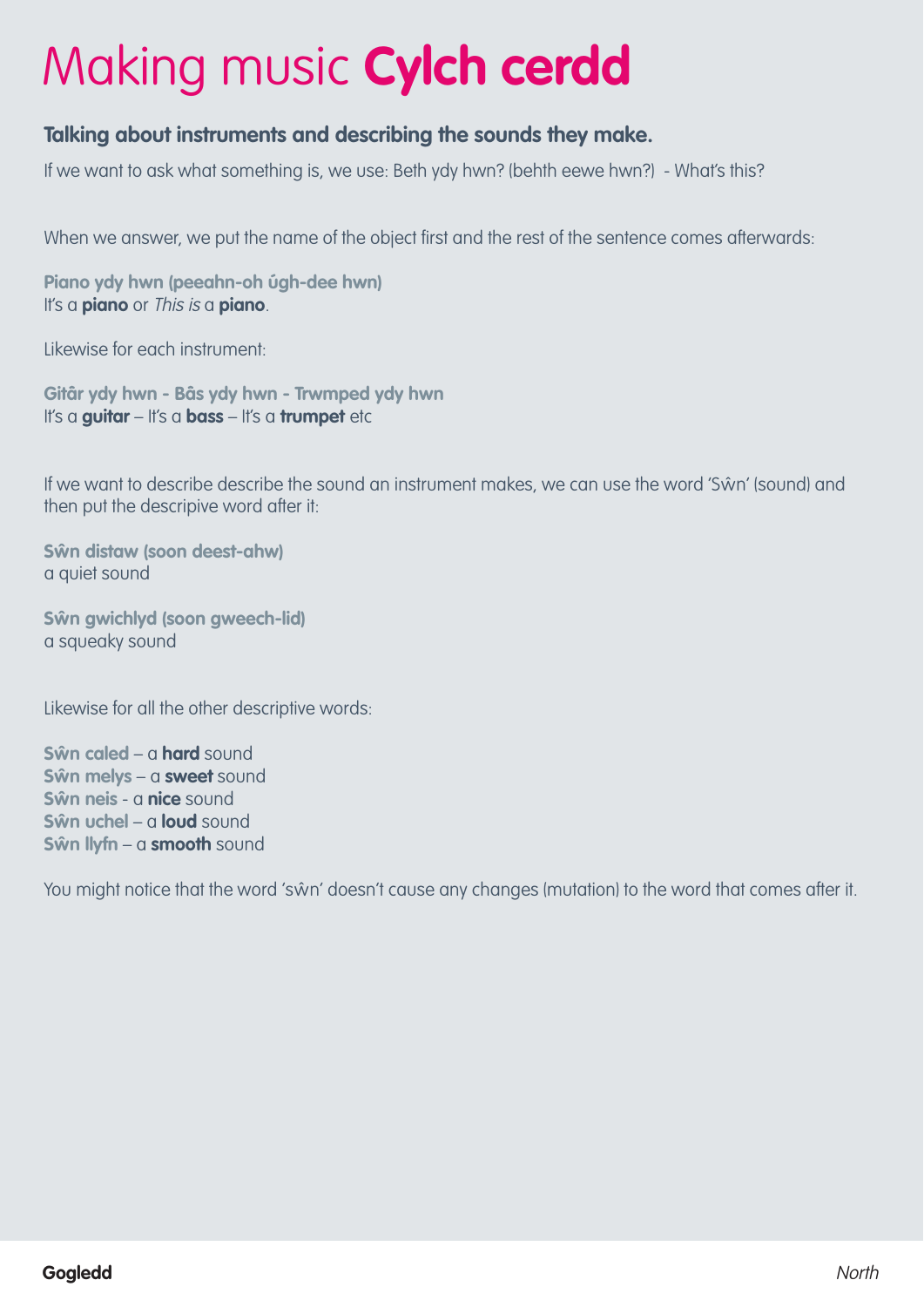# Making music **Cylch cerdd**

### Talking about instruments and describing the sounds they make.

If we want to ask what something is, we use: Beth ydy hwn? (behth eewe hwn?) - What's this?

When we answer, we put the name of the object first and the rest of the sentence comes afterwards:

**Piano ydy hwn (peeahn-oh úgh-dee hwn)**
It's a **piano** or *This is* a **piano**.

Likewise for each instrument:

**Gitâr ydy hwn - Bâs ydy hwn - Trwmped ydy hwn**
It's a **guitar** – It's a **bass** – It's a **trumpet** etc

If we want to describe describe the sound an instrument makes, we can use the word 'Sŵn' (sound) and then put the descripive word after it:

**Sŵn distaw (soon deest-ahw)**
a quiet sound

**Sŵn gwichlyd (soon gweech-lid)**
a squeaky sound

Likewise for all the other descriptive words:

**Sŵn caled** – a **hard** sound
**Sŵn melys** – a **sweet** sound
**Sŵn neis** - a **nice** sound
**Sŵn uchel** – a **loud** sound
**Sŵn llyfn** – a **smooth** sound

You might notice that the word 'sŵn' doesn't cause any changes (mutation) to the word that comes after it.

**Gogledd** *North*